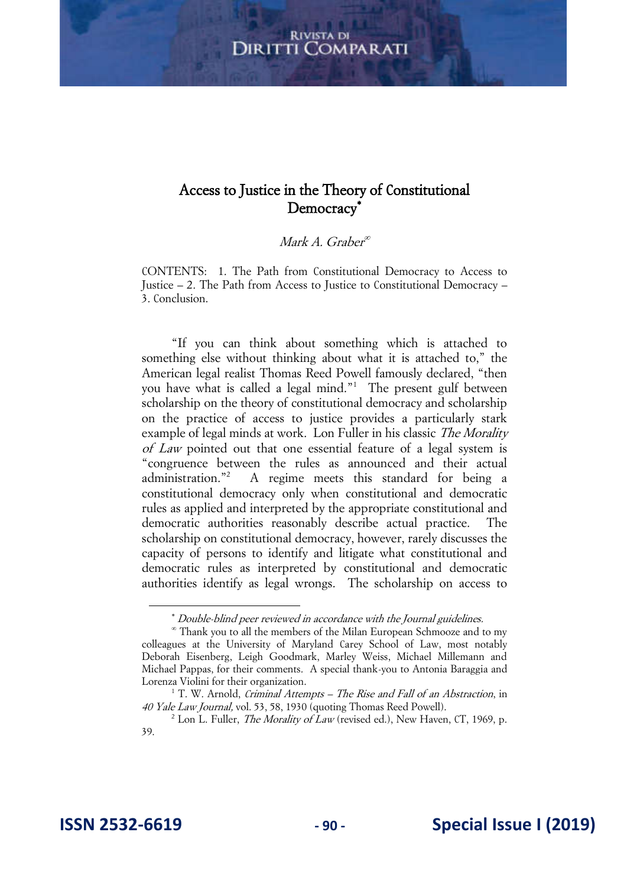# Access to Justice in the Theory of Constitutional Democracy[*]

*Mark A. Graber*[∞]

CONTENTS: 1. The Path from Constitutional Democracy to Access to Justice – 2. The Path from Access to Justice to Constitutional Democracy – 3. Conclusion.

"If you can think about something which is attached to something else without thinking about what it is attached to," the American legal realist Thomas Reed Powell famously declared, "then you have what is called a legal mind."[1] The present gulf between scholarship on the theory of constitutional democracy and scholarship on the practice of access to justice provides a particularly stark example of legal minds at work. Lon Fuller in his classic *The Morality of Law* pointed out that one essential feature of a legal system is "congruence between the rules as announced and their actual administration."[2] A regime meets this standard for being a constitutional democracy only when constitutional and democratic rules as applied and interpreted by the appropriate constitutional and democratic authorities reasonably describe actual practice. The scholarship on constitutional democracy, however, rarely discusses the capacity of persons to identify and litigate what constitutional and democratic rules as interpreted by constitutional and democratic authorities identify as legal wrongs. The scholarship on access to

---

[*] *Double-blind peer reviewed in accordance with the Journal guidelines.*

[∞] Thank you to all the members of the Milan European Schmooze and to my colleagues at the University of Maryland Carey School of Law, most notably Deborah Eisenberg, Leigh Goodmark, Marley Weiss, Michael Millemann and Michael Pappas, for their comments. A special thank-you to Antonia Baraggia and Lorenza Violini for their organization.

[1] T. W. Arnold, *Criminal Attempts – The Rise and Fall of an Abstraction*, in *40 Yale Law Journal*, vol. 53, 58, 1930 (quoting Thomas Reed Powell).

[2] Lon L. Fuller, *The Morality of Law* (revised ed.), New Haven, CT, 1969, p. 39.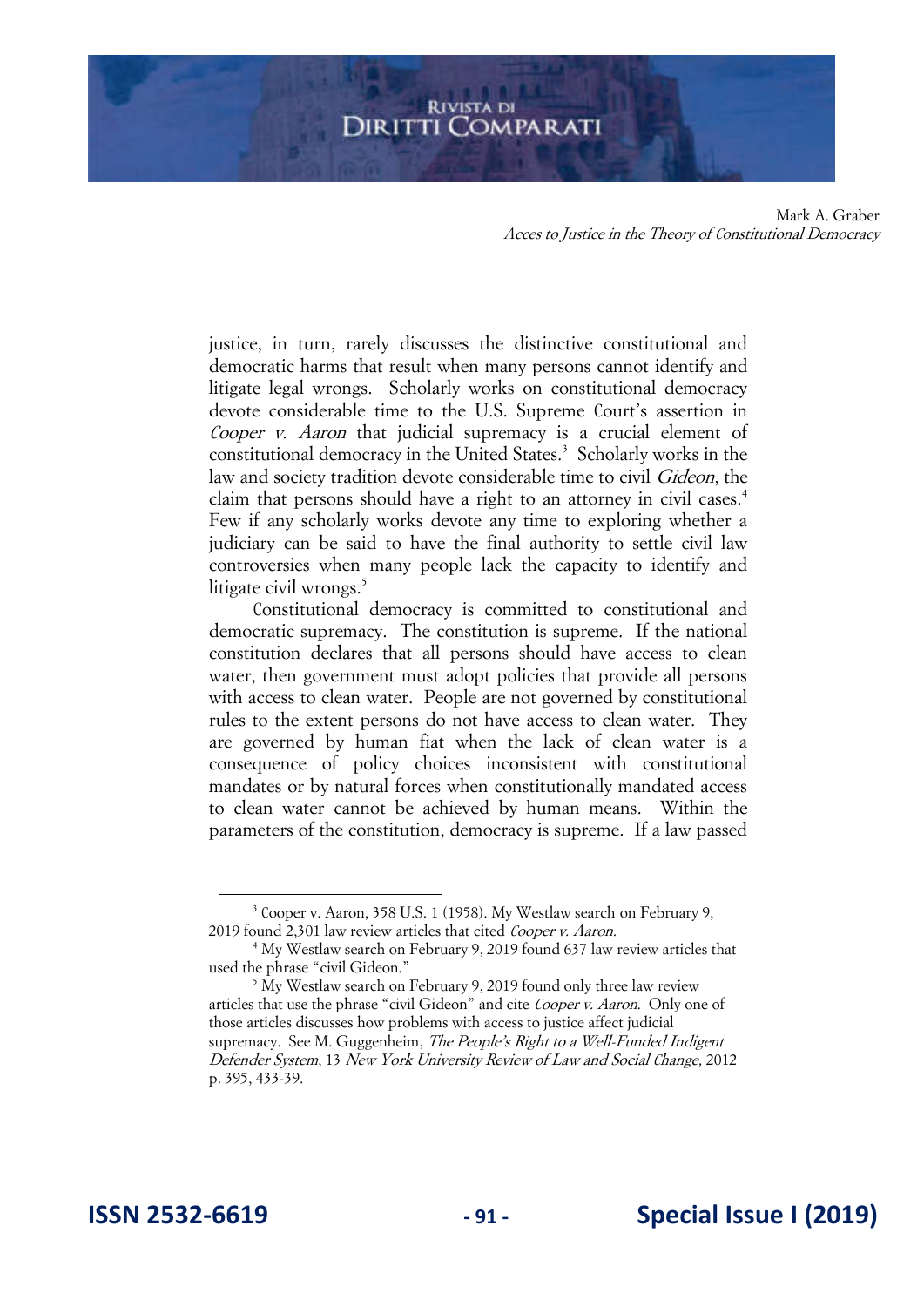justice, in turn, rarely discusses the distinctive constitutional and democratic harms that result when many persons cannot identify and litigate legal wrongs. Scholarly works on constitutional democracy devote considerable time to the U.S. Supreme Court's assertion in *Cooper v. Aaron* that judicial supremacy is a crucial element of constitutional democracy in the United States.[3] Scholarly works in the law and society tradition devote considerable time to civil *Gideon*, the claim that persons should have a right to an attorney in civil cases.[4] Few if any scholarly works devote any time to exploring whether a judiciary can be said to have the final authority to settle civil law controversies when many people lack the capacity to identify and litigate civil wrongs.[5]

Constitutional democracy is committed to constitutional and democratic supremacy. The constitution is supreme. If the national constitution declares that all persons should have access to clean water, then government must adopt policies that provide all persons with access to clean water. People are not governed by constitutional rules to the extent persons do not have access to clean water. They are governed by human fiat when the lack of clean water is a consequence of policy choices inconsistent with constitutional mandates or by natural forces when constitutionally mandated access to clean water cannot be achieved by human means. Within the parameters of the constitution, democracy is supreme. If a law passed

---

[3] Cooper v. Aaron, 358 U.S. 1 (1958). My Westlaw search on February 9, 2019 found 2,301 law review articles that cited *Cooper v. Aaron*.

[4] My Westlaw search on February 9, 2019 found 637 law review articles that used the phrase "civil Gideon."

[5] My Westlaw search on February 9, 2019 found only three law review articles that use the phrase "civil Gideon" and cite *Cooper v. Aaron*. Only one of those articles discusses how problems with access to justice affect judicial supremacy. See M. Guggenheim, *The People's Right to a Well-Funded Indigent Defender System*, 13 *New York University Review of Law and Social Change,* 2012 p. 395, 433-39.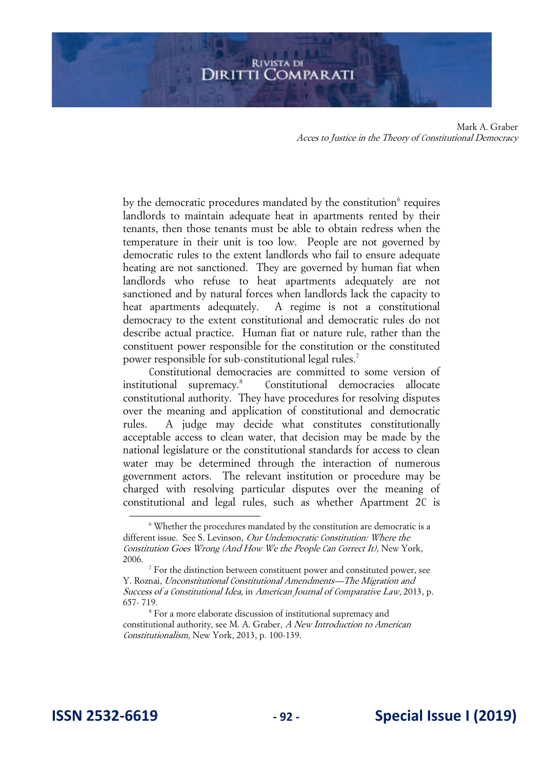by the democratic procedures mandated by the constitution[6] requires landlords to maintain adequate heat in apartments rented by their tenants, then those tenants must be able to obtain redress when the temperature in their unit is too low. People are not governed by democratic rules to the extent landlords who fail to ensure adequate heating are not sanctioned. They are governed by human fiat when landlords who refuse to heat apartments adequately are not sanctioned and by natural forces when landlords lack the capacity to heat apartments adequately. A regime is not a constitutional democracy to the extent constitutional and democratic rules do not describe actual practice. Human fiat or nature rule, rather than the constituent power responsible for the constitution or the constituted power responsible for sub-constitutional legal rules.[7]

Constitutional democracies are committed to some version of institutional supremacy.[8] Constitutional democracies allocate constitutional authority. They have procedures for resolving disputes over the meaning and application of constitutional and democratic rules. A judge may decide what constitutes constitutionally acceptable access to clean water, that decision may be made by the national legislature or the constitutional standards for access to clean water may be determined through the interaction of numerous government actors. The relevant institution or procedure may be charged with resolving particular disputes over the meaning of constitutional and legal rules, such as whether Apartment 2C is

---

[6] Whether the procedures mandated by the constitution are democratic is a different issue. See S. Levinson, *Our Undemocratic Constitution: Where the Constitution Goes Wrong (And How We the People Can Correct It),* New York, 2006.

[7] For the distinction between constituent power and constituted power, see Y. Roznai, *Unconstitutional Constitutional Amendments—The Migration and Success of a Constitutional Idea,* in *American Journal of Comparative Law*, 2013, p. 657- 719.

[8] For a more elaborate discussion of institutional supremacy and constitutional authority, see M. A. Graber, *A New Introduction to American Constitutionalism,* New York, 2013, p. 100-139.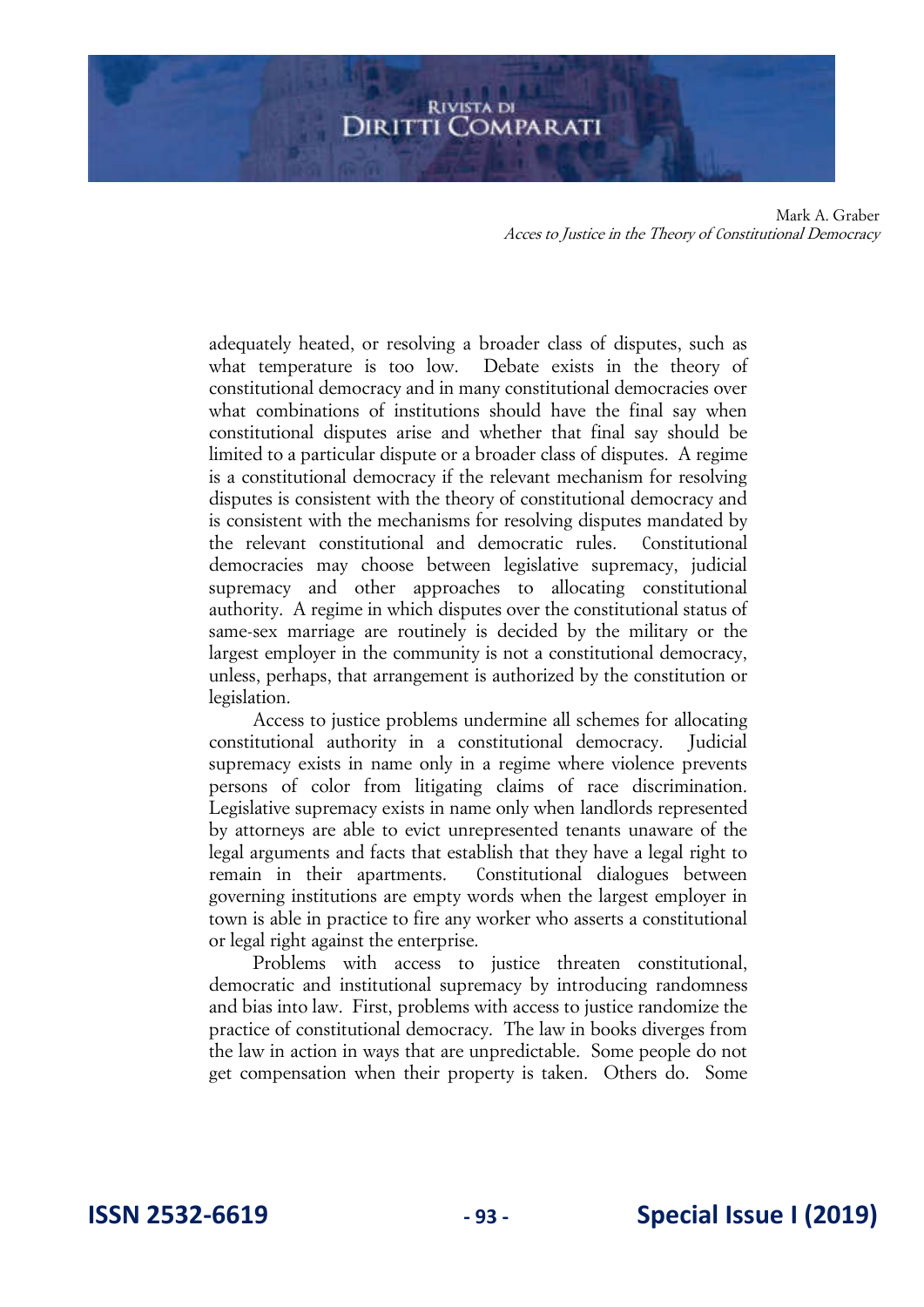adequately heated, or resolving a broader class of disputes, such as what temperature is too low. Debate exists in the theory of constitutional democracy and in many constitutional democracies over what combinations of institutions should have the final say when constitutional disputes arise and whether that final say should be limited to a particular dispute or a broader class of disputes. A regime is a constitutional democracy if the relevant mechanism for resolving disputes is consistent with the theory of constitutional democracy and is consistent with the mechanisms for resolving disputes mandated by the relevant constitutional and democratic rules. Constitutional democracies may choose between legislative supremacy, judicial supremacy and other approaches to allocating constitutional authority. A regime in which disputes over the constitutional status of same-sex marriage are routinely is decided by the military or the largest employer in the community is not a constitutional democracy, unless, perhaps, that arrangement is authorized by the constitution or legislation.

Access to justice problems undermine all schemes for allocating constitutional authority in a constitutional democracy. Judicial supremacy exists in name only in a regime where violence prevents persons of color from litigating claims of race discrimination. Legislative supremacy exists in name only when landlords represented by attorneys are able to evict unrepresented tenants unaware of the legal arguments and facts that establish that they have a legal right to remain in their apartments. Constitutional dialogues between governing institutions are empty words when the largest employer in town is able in practice to fire any worker who asserts a constitutional or legal right against the enterprise.

Problems with access to justice threaten constitutional, democratic and institutional supremacy by introducing randomness and bias into law. First, problems with access to justice randomize the practice of constitutional democracy. The law in books diverges from the law in action in ways that are unpredictable. Some people do not get compensation when their property is taken. Others do. Some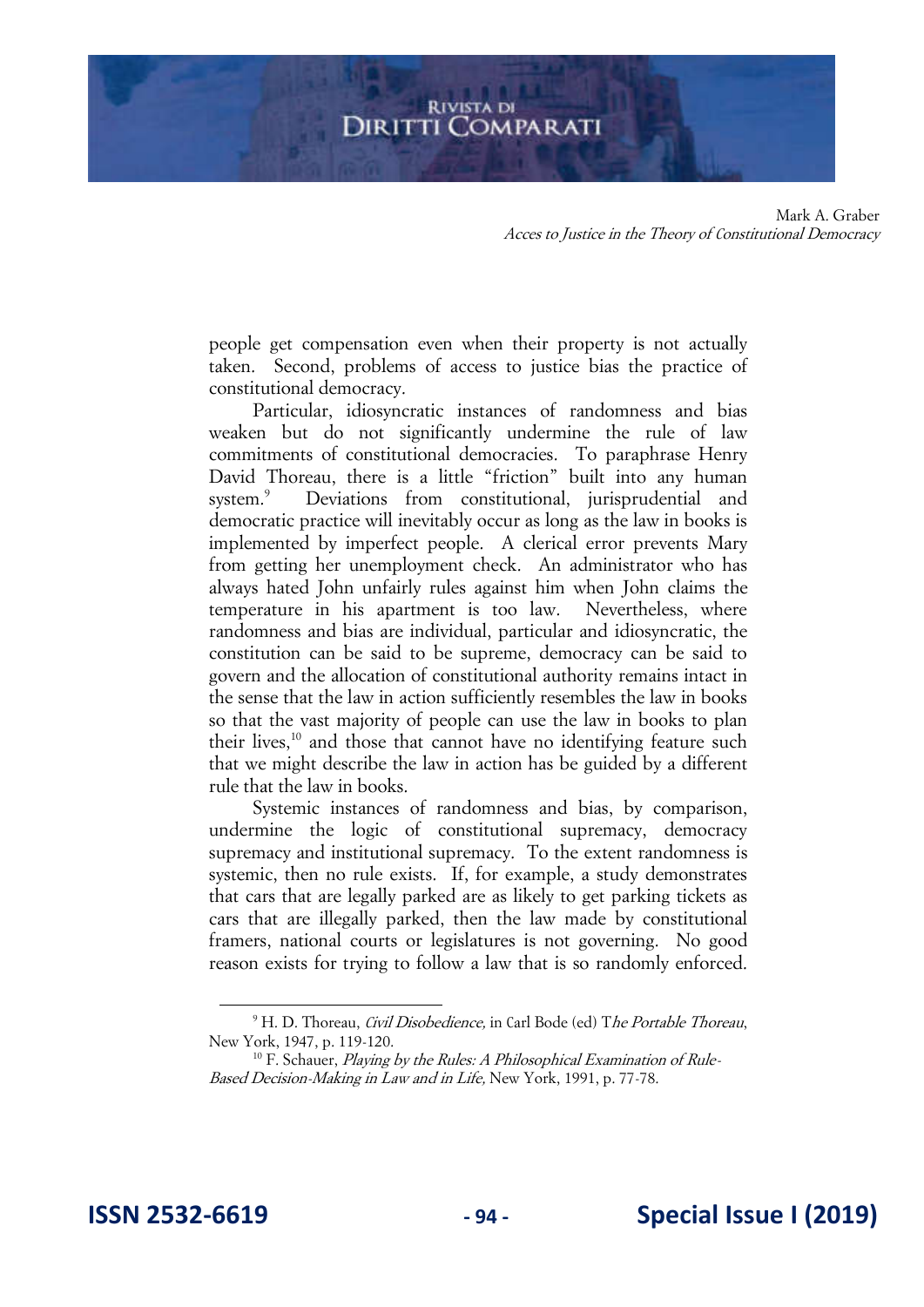people get compensation even when their property is not actually taken. Second, problems of access to justice bias the practice of constitutional democracy.

Particular, idiosyncratic instances of randomness and bias weaken but do not significantly undermine the rule of law commitments of constitutional democracies. To paraphrase Henry David Thoreau, there is a little "friction" built into any human system.[9] Deviations from constitutional, jurisprudential and democratic practice will inevitably occur as long as the law in books is implemented by imperfect people. A clerical error prevents Mary from getting her unemployment check. An administrator who has always hated John unfairly rules against him when John claims the temperature in his apartment is too law. Nevertheless, where randomness and bias are individual, particular and idiosyncratic, the constitution can be said to be supreme, democracy can be said to govern and the allocation of constitutional authority remains intact in the sense that the law in action sufficiently resembles the law in books so that the vast majority of people can use the law in books to plan their lives,[10] and those that cannot have no identifying feature such that we might describe the law in action has be guided by a different rule that the law in books.

Systemic instances of randomness and bias, by comparison, undermine the logic of constitutional supremacy, democracy supremacy and institutional supremacy. To the extent randomness is systemic, then no rule exists. If, for example, a study demonstrates that cars that are legally parked are as likely to get parking tickets as cars that are illegally parked, then the law made by constitutional framers, national courts or legislatures is not governing. No good reason exists for trying to follow a law that is so randomly enforced.

---

[9] H. D. Thoreau, *Civil Disobedience,* in Carl Bode (ed) T*he Portable Thoreau*, New York, 1947, p. 119-120.

[10] F. Schauer, *Playing by the Rules: A Philosophical Examination of Rule-Based Decision-Making in Law and in Life,* New York, 1991, p. 77-78.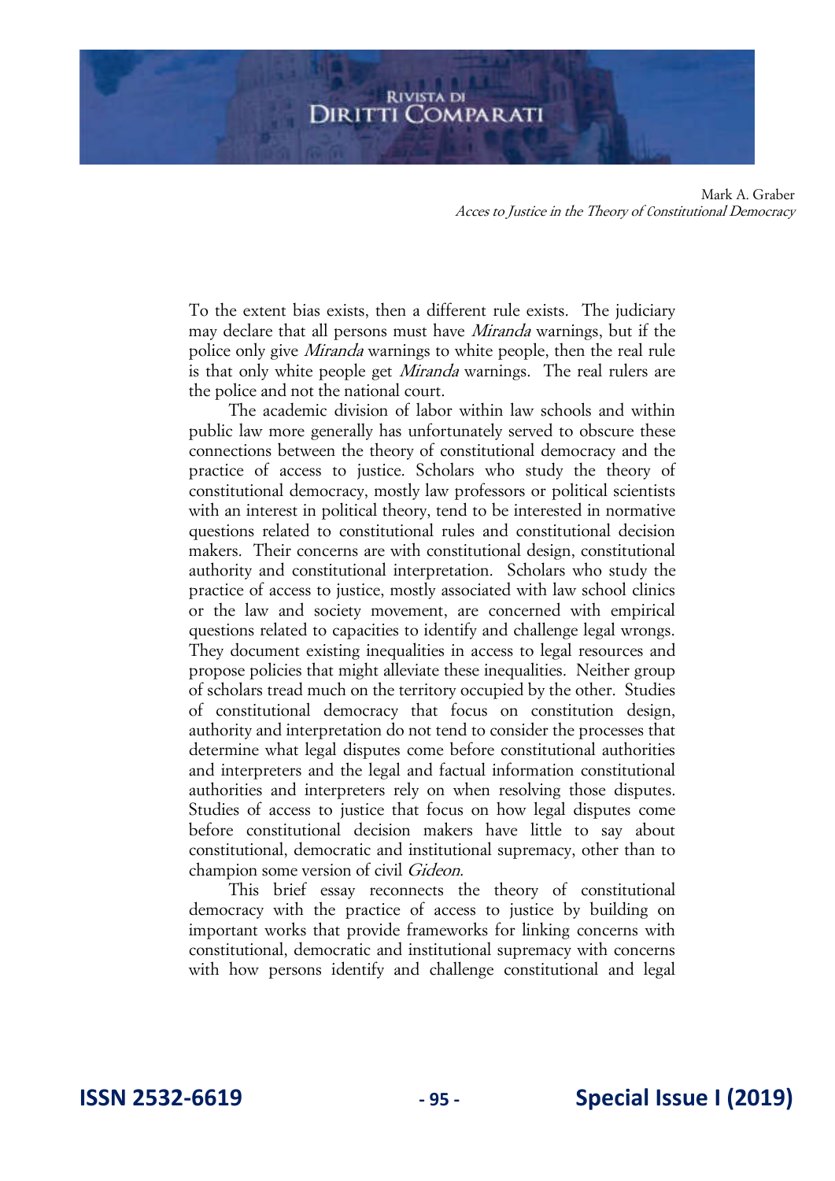To the extent bias exists, then a different rule exists. The judiciary may declare that all persons must have *Miranda* warnings, but if the police only give *Miranda* warnings to white people, then the real rule is that only white people get *Miranda* warnings. The real rulers are the police and not the national court.

The academic division of labor within law schools and within public law more generally has unfortunately served to obscure these connections between the theory of constitutional democracy and the practice of access to justice. Scholars who study the theory of constitutional democracy, mostly law professors or political scientists with an interest in political theory, tend to be interested in normative questions related to constitutional rules and constitutional decision makers. Their concerns are with constitutional design, constitutional authority and constitutional interpretation. Scholars who study the practice of access to justice, mostly associated with law school clinics or the law and society movement, are concerned with empirical questions related to capacities to identify and challenge legal wrongs. They document existing inequalities in access to legal resources and propose policies that might alleviate these inequalities. Neither group of scholars tread much on the territory occupied by the other. Studies of constitutional democracy that focus on constitution design, authority and interpretation do not tend to consider the processes that determine what legal disputes come before constitutional authorities and interpreters and the legal and factual information constitutional authorities and interpreters rely on when resolving those disputes. Studies of access to justice that focus on how legal disputes come before constitutional decision makers have little to say about constitutional, democratic and institutional supremacy, other than to champion some version of civil *Gideon*.

This brief essay reconnects the theory of constitutional democracy with the practice of access to justice by building on important works that provide frameworks for linking concerns with constitutional, democratic and institutional supremacy with concerns with how persons identify and challenge constitutional and legal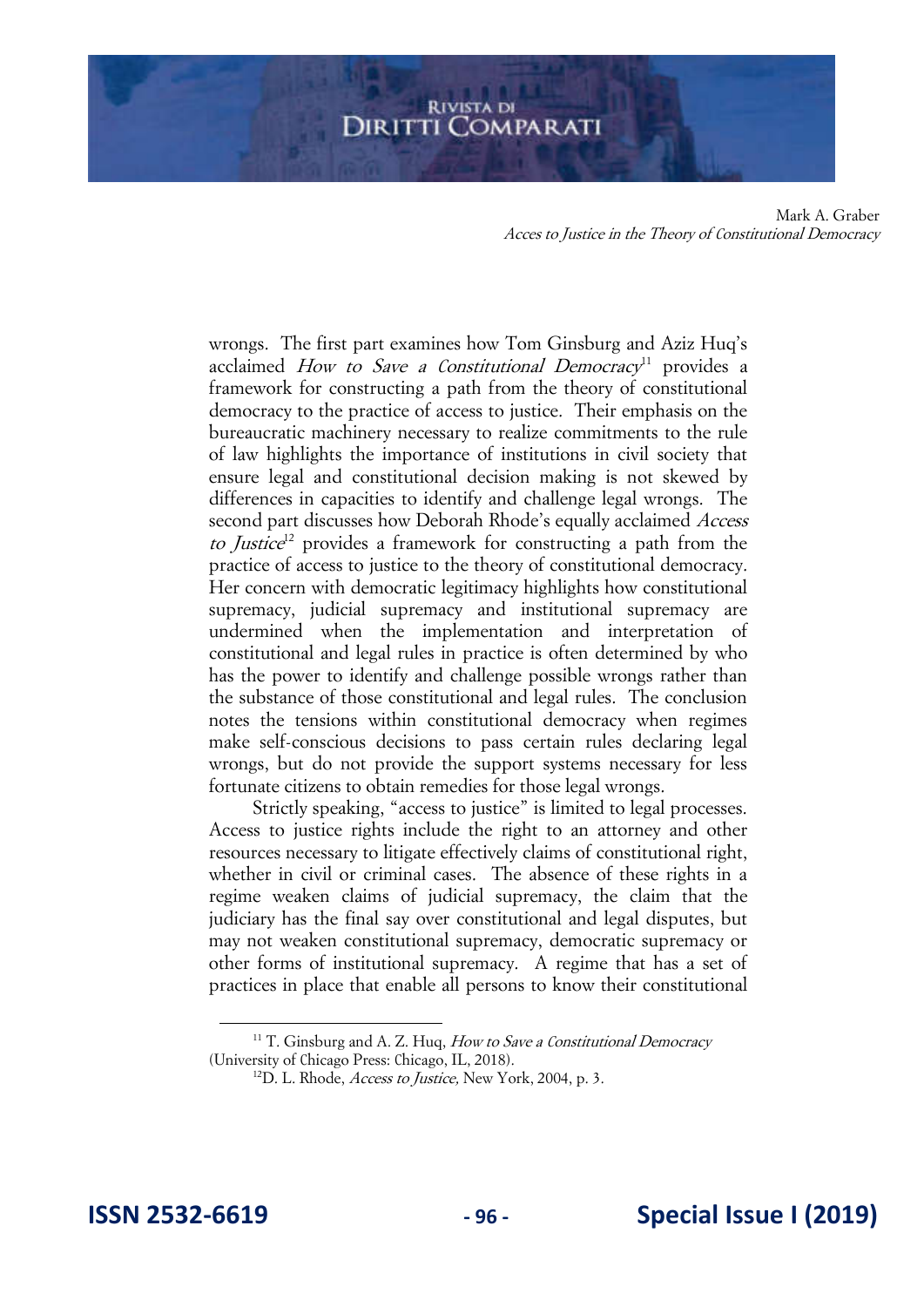wrongs. The first part examines how Tom Ginsburg and Aziz Huq's acclaimed *How to Save a Constitutional Democracy*[11] provides a framework for constructing a path from the theory of constitutional democracy to the practice of access to justice. Their emphasis on the bureaucratic machinery necessary to realize commitments to the rule of law highlights the importance of institutions in civil society that ensure legal and constitutional decision making is not skewed by differences in capacities to identify and challenge legal wrongs. The second part discusses how Deborah Rhode's equally acclaimed *Access to Justice*[12] provides a framework for constructing a path from the practice of access to justice to the theory of constitutional democracy. Her concern with democratic legitimacy highlights how constitutional supremacy, judicial supremacy and institutional supremacy are undermined when the implementation and interpretation of constitutional and legal rules in practice is often determined by who has the power to identify and challenge possible wrongs rather than the substance of those constitutional and legal rules. The conclusion notes the tensions within constitutional democracy when regimes make self-conscious decisions to pass certain rules declaring legal wrongs, but do not provide the support systems necessary for less fortunate citizens to obtain remedies for those legal wrongs.

Strictly speaking, "access to justice" is limited to legal processes. Access to justice rights include the right to an attorney and other resources necessary to litigate effectively claims of constitutional right, whether in civil or criminal cases. The absence of these rights in a regime weaken claims of judicial supremacy, the claim that the judiciary has the final say over constitutional and legal disputes, but may not weaken constitutional supremacy, democratic supremacy or other forms of institutional supremacy. A regime that has a set of practices in place that enable all persons to know their constitutional

---

[11] T. Ginsburg and A. Z. Huq, *How to Save a Constitutional Democracy* (University of Chicago Press: Chicago, IL, 2018).

[12] D. L. Rhode, *Access to Justice,* New York, 2004, p. 3.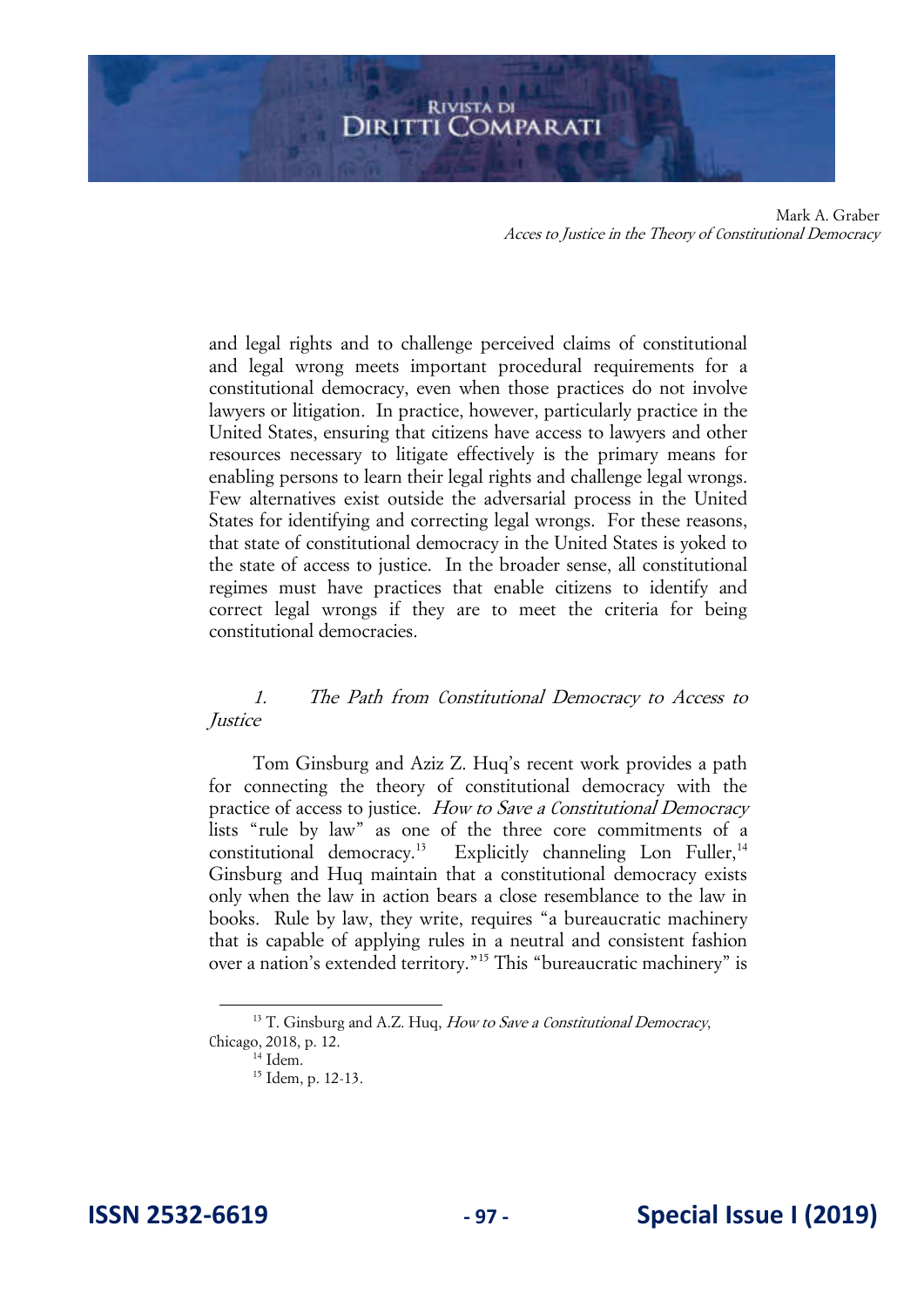and legal rights and to challenge perceived claims of constitutional and legal wrong meets important procedural requirements for a constitutional democracy, even when those practices do not involve lawyers or litigation. In practice, however, particularly practice in the United States, ensuring that citizens have access to lawyers and other resources necessary to litigate effectively is the primary means for enabling persons to learn their legal rights and challenge legal wrongs. Few alternatives exist outside the adversarial process in the United States for identifying and correcting legal wrongs. For these reasons, that state of constitutional democracy in the United States is yoked to the state of access to justice. In the broader sense, all constitutional regimes must have practices that enable citizens to identify and correct legal wrongs if they are to meet the criteria for being constitutional democracies.

## *1. The Path from Constitutional Democracy to Access to Justice*

Tom Ginsburg and Aziz Z. Huq's recent work provides a path for connecting the theory of constitutional democracy with the practice of access to justice. *How to Save a Constitutional Democracy* lists "rule by law" as one of the three core commitments of a constitutional democracy.[13] Explicitly channeling Lon Fuller,[14] Ginsburg and Huq maintain that a constitutional democracy exists only when the law in action bears a close resemblance to the law in books. Rule by law, they write, requires "a bureaucratic machinery that is capable of applying rules in a neutral and consistent fashion over a nation's extended territory."[15] This "bureaucratic machinery" is

---

[13] T. Ginsburg and A.Z. Huq, *How to Save a Constitutional Democracy*, Chicago, 2018, p. 12.

[14] Idem.

[15] Idem, p. 12-13.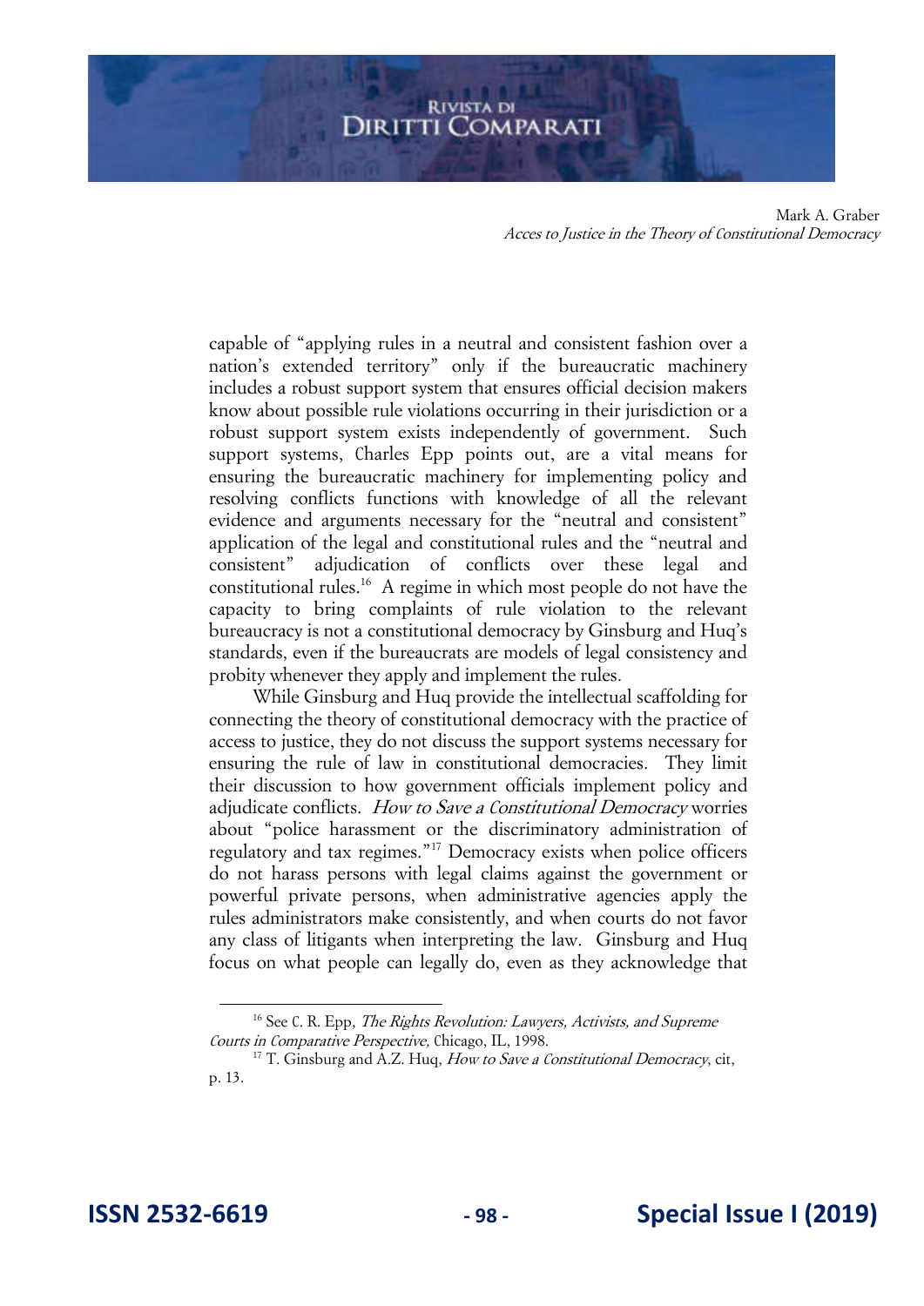capable of "applying rules in a neutral and consistent fashion over a nation's extended territory" only if the bureaucratic machinery includes a robust support system that ensures official decision makers know about possible rule violations occurring in their jurisdiction or a robust support system exists independently of government. Such support systems, Charles Epp points out, are a vital means for ensuring the bureaucratic machinery for implementing policy and resolving conflicts functions with knowledge of all the relevant evidence and arguments necessary for the "neutral and consistent" application of the legal and constitutional rules and the "neutral and consistent" adjudication of conflicts over these legal and constitutional rules.[16] A regime in which most people do not have the capacity to bring complaints of rule violation to the relevant bureaucracy is not a constitutional democracy by Ginsburg and Huq's standards, even if the bureaucrats are models of legal consistency and probity whenever they apply and implement the rules.

While Ginsburg and Huq provide the intellectual scaffolding for connecting the theory of constitutional democracy with the practice of access to justice, they do not discuss the support systems necessary for ensuring the rule of law in constitutional democracies. They limit their discussion to how government officials implement policy and adjudicate conflicts. *How to Save a Constitutional Democracy* worries about "police harassment or the discriminatory administration of regulatory and tax regimes."[17] Democracy exists when police officers do not harass persons with legal claims against the government or powerful private persons, when administrative agencies apply the rules administrators make consistently, and when courts do not favor any class of litigants when interpreting the law. Ginsburg and Huq focus on what people can legally do, even as they acknowledge that

---

[16] See C. R. Epp, *The Rights Revolution: Lawyers, Activists, and Supreme Courts in Comparative Perspective*, Chicago, IL, 1998.

[17] T. Ginsburg and A.Z. Huq, *How to Save a Constitutional Democracy*, cit, p. 13.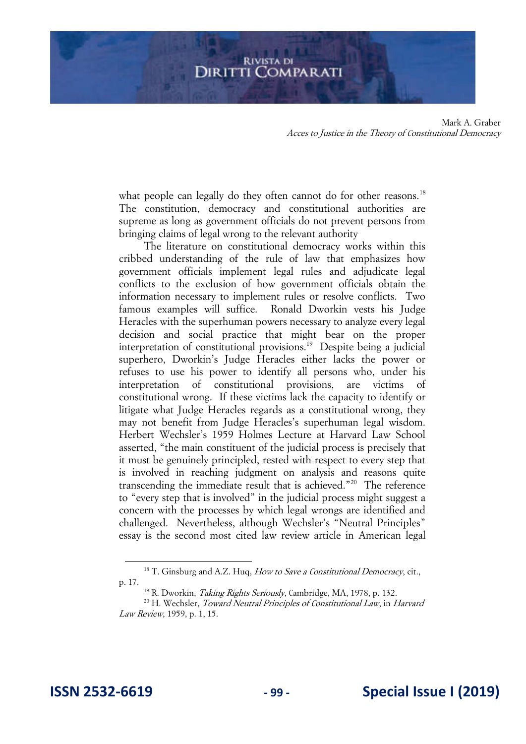what people can legally do they often cannot do for other reasons.[18] The constitution, democracy and constitutional authorities are supreme as long as government officials do not prevent persons from bringing claims of legal wrong to the relevant authority

The literature on constitutional democracy works within this cribbed understanding of the rule of law that emphasizes how government officials implement legal rules and adjudicate legal conflicts to the exclusion of how government officials obtain the information necessary to implement rules or resolve conflicts. Two famous examples will suffice. Ronald Dworkin vests his Judge Heracles with the superhuman powers necessary to analyze every legal decision and social practice that might bear on the proper interpretation of constitutional provisions.[19] Despite being a judicial superhero, Dworkin's Judge Heracles either lacks the power or refuses to use his power to identify all persons who, under his interpretation of constitutional provisions, are victims of constitutional wrong. If these victims lack the capacity to identify or litigate what Judge Heracles regards as a constitutional wrong, they may not benefit from Judge Heracles's superhuman legal wisdom. Herbert Wechsler's 1959 Holmes Lecture at Harvard Law School asserted, "the main constituent of the judicial process is precisely that it must be genuinely principled, rested with respect to every step that is involved in reaching judgment on analysis and reasons quite transcending the immediate result that is achieved."[20] The reference to "every step that is involved" in the judicial process might suggest a concern with the processes by which legal wrongs are identified and challenged. Nevertheless, although Wechsler's "Neutral Principles" essay is the second most cited law review article in American legal

---

[18] T. Ginsburg and A.Z. Huq, *How to Save a Constitutional Democracy*, cit., p. 17.

[19] R. Dworkin, *Taking Rights Seriously*, Cambridge, MA, 1978, p. 132.

[20] H. Wechsler, *Toward Neutral Principles of Constitutional Law*, in *Harvard Law Review*, 1959, p. 1, 15.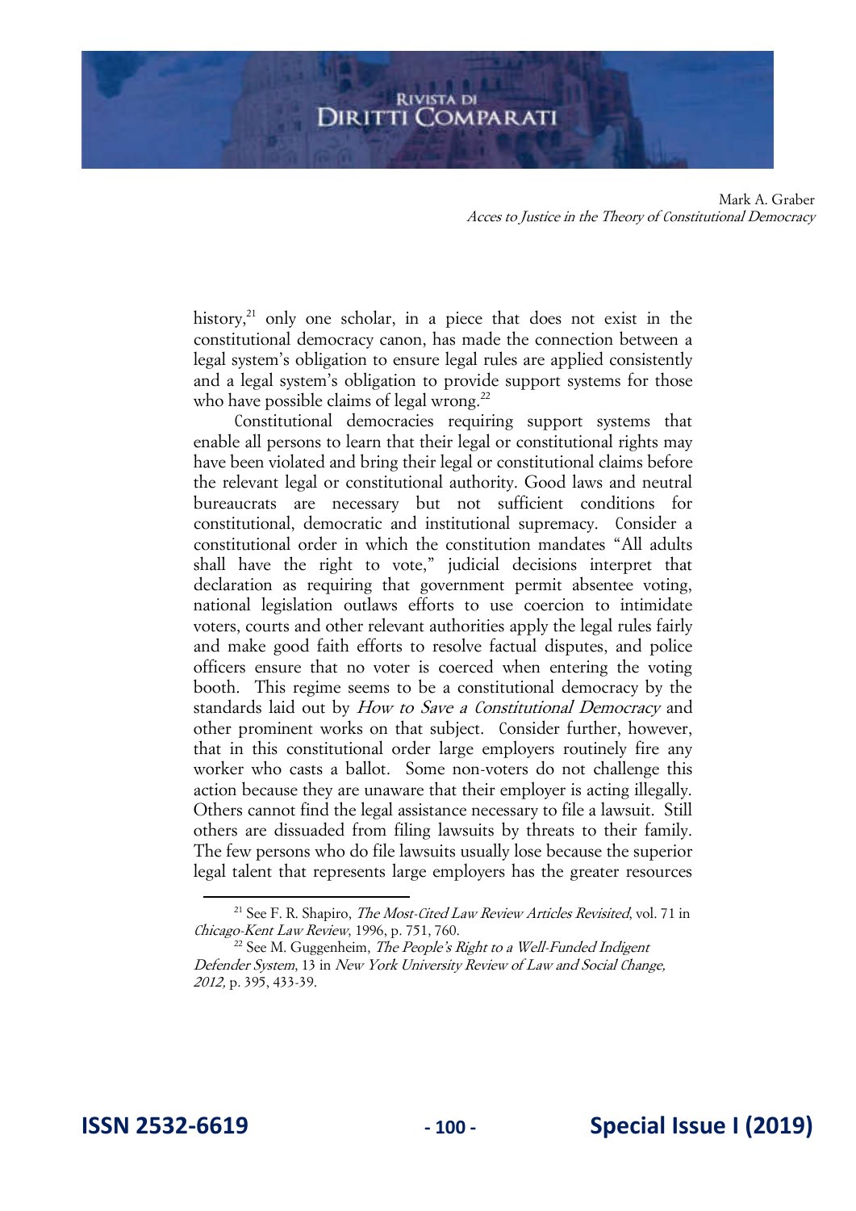history,[21] only one scholar, in a piece that does not exist in the constitutional democracy canon, has made the connection between a legal system's obligation to ensure legal rules are applied consistently and a legal system's obligation to provide support systems for those who have possible claims of legal wrong.[22]

Constitutional democracies requiring support systems that enable all persons to learn that their legal or constitutional rights may have been violated and bring their legal or constitutional claims before the relevant legal or constitutional authority. Good laws and neutral bureaucrats are necessary but not sufficient conditions for constitutional, democratic and institutional supremacy. Consider a constitutional order in which the constitution mandates "All adults shall have the right to vote," judicial decisions interpret that declaration as requiring that government permit absentee voting, national legislation outlaws efforts to use coercion to intimidate voters, courts and other relevant authorities apply the legal rules fairly and make good faith efforts to resolve factual disputes, and police officers ensure that no voter is coerced when entering the voting booth. This regime seems to be a constitutional democracy by the standards laid out by *How to Save a Constitutional Democracy* and other prominent works on that subject. Consider further, however, that in this constitutional order large employers routinely fire any worker who casts a ballot. Some non-voters do not challenge this action because they are unaware that their employer is acting illegally. Others cannot find the legal assistance necessary to file a lawsuit. Still others are dissuaded from filing lawsuits by threats to their family. The few persons who do file lawsuits usually lose because the superior legal talent that represents large employers has the greater resources

[21] See F. R. Shapiro, *The Most-Cited Law Review Articles Revisited*, vol. 71 in *Chicago-Kent Law Review*, 1996, p. 751, 760.

[22] See M. Guggenheim, *The People's Right to a Well-Funded Indigent Defender System*, 13 in *New York University Review of Law and Social Change, 2012,* p. 395, 433-39.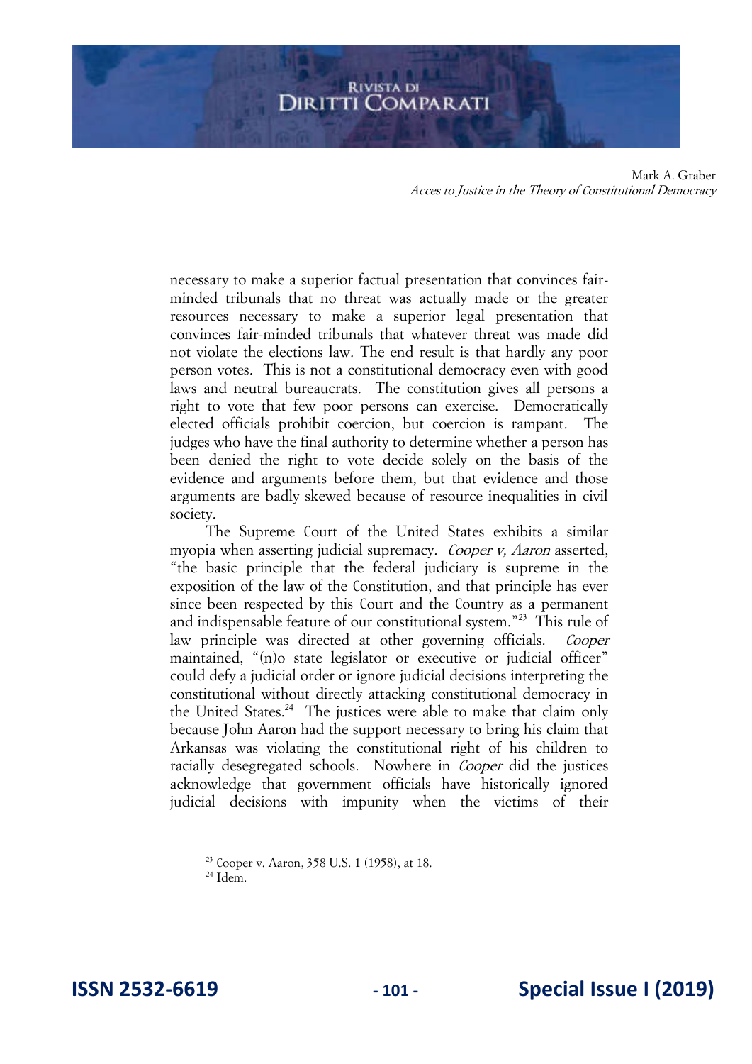necessary to make a superior factual presentation that convinces fair-minded tribunals that no threat was actually made or the greater resources necessary to make a superior legal presentation that convinces fair-minded tribunals that whatever threat was made did not violate the elections law. The end result is that hardly any poor person votes. This is not a constitutional democracy even with good laws and neutral bureaucrats. The constitution gives all persons a right to vote that few poor persons can exercise. Democratically elected officials prohibit coercion, but coercion is rampant. The judges who have the final authority to determine whether a person has been denied the right to vote decide solely on the basis of the evidence and arguments before them, but that evidence and those arguments are badly skewed because of resource inequalities in civil society.

The Supreme Court of the United States exhibits a similar myopia when asserting judicial supremacy. *Cooper v, Aaron* asserted, "the basic principle that the federal judiciary is supreme in the exposition of the law of the Constitution, and that principle has ever since been respected by this Court and the Country as a permanent and indispensable feature of our constitutional system."[23] This rule of law principle was directed at other governing officials. *Cooper* maintained, "(n)o state legislator or executive or judicial officer" could defy a judicial order or ignore judicial decisions interpreting the constitutional without directly attacking constitutional democracy in the United States.[24] The justices were able to make that claim only because John Aaron had the support necessary to bring his claim that Arkansas was violating the constitutional right of his children to racially desegregated schools. Nowhere in *Cooper* did the justices acknowledge that government officials have historically ignored judicial decisions with impunity when the victims of their

---

[23] Cooper v. Aaron, 358 U.S. 1 (1958), at 18.

[24] Idem.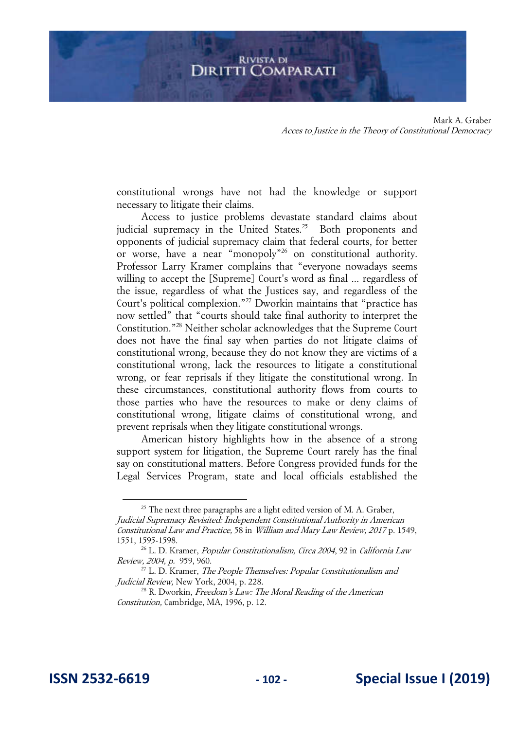constitutional wrongs have not had the knowledge or support necessary to litigate their claims.

Access to justice problems devastate standard claims about judicial supremacy in the United States.[25] Both proponents and opponents of judicial supremacy claim that federal courts, for better or worse, have a near "monopoly"[26] on constitutional authority. Professor Larry Kramer complains that "everyone nowadays seems willing to accept the [Supreme] Court's word as final ... regardless of the issue, regardless of what the Justices say, and regardless of the Court's political complexion."[27] Dworkin maintains that "practice has now settled" that "courts should take final authority to interpret the Constitution."[28] Neither scholar acknowledges that the Supreme Court does not have the final say when parties do not litigate claims of constitutional wrong, because they do not know they are victims of a constitutional wrong, lack the resources to litigate a constitutional wrong, or fear reprisals if they litigate the constitutional wrong. In these circumstances, constitutional authority flows from courts to those parties who have the resources to make or deny claims of constitutional wrong, litigate claims of constitutional wrong, and prevent reprisals when they litigate constitutional wrongs.

American history highlights how in the absence of a strong support system for litigation, the Supreme Court rarely has the final say on constitutional matters. Before Congress provided funds for the Legal Services Program, state and local officials established the

---

[25] The next three paragraphs are a light edited version of M. A. Graber, *Judicial Supremacy Revisited: Independent Constitutional Authority in American Constitutional Law and Practice,* 58 in *William and Mary Law Review, 2017* p. 1549, 1551, 1595-1598.

[26] L. D. Kramer, *Popular Constitutionalism, Circa 2004*, 92 in *California Law Review, 2004, p.* 959, 960.

[27] L. D. Kramer, *The People Themselves: Popular Constitutionalism and Judicial Review,* New York, 2004, p. 228.

[28] R. Dworkin, *Freedom's Law: The Moral Reading of the American Constitution,* Cambridge, MA, 1996, p. 12.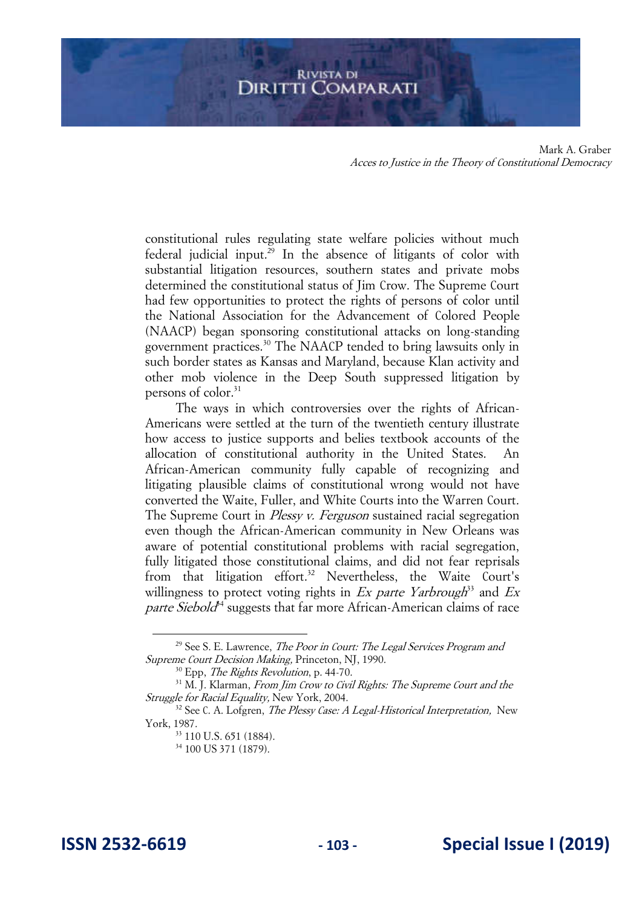constitutional rules regulating state welfare policies without much federal judicial input.[29] In the absence of litigants of color with substantial litigation resources, southern states and private mobs determined the constitutional status of Jim Crow. The Supreme Court had few opportunities to protect the rights of persons of color until the National Association for the Advancement of Colored People (NAACP) began sponsoring constitutional attacks on long-standing government practices.[30] The NAACP tended to bring lawsuits only in such border states as Kansas and Maryland, because Klan activity and other mob violence in the Deep South suppressed litigation by persons of color.[31]

The ways in which controversies over the rights of African-Americans were settled at the turn of the twentieth century illustrate how access to justice supports and belies textbook accounts of the allocation of constitutional authority in the United States. An African-American community fully capable of recognizing and litigating plausible claims of constitutional wrong would not have converted the Waite, Fuller, and White Courts into the Warren Court. The Supreme Court in *Plessy v. Ferguson* sustained racial segregation even though the African-American community in New Orleans was aware of potential constitutional problems with racial segregation, fully litigated those constitutional claims, and did not fear reprisals from that litigation effort.[32] Nevertheless, the Waite Court's willingness to protect voting rights in *Ex parte Yarbrough*[33] and *Ex parte Siebold*[34] suggests that far more African-American claims of race

---

[29] See S. E. Lawrence, *The Poor in Court: The Legal Services Program and Supreme Court Decision Making,* Princeton, NJ, 1990.

[30] Epp, *The Rights Revolution*, p. 44-70.

[31] M. J. Klarman, *From Jim Crow to Civil Rights: The Supreme Court and the Struggle for Racial Equality,* New York, 2004.

[32] See C. A. Lofgren, *The Plessy Case: A Legal-Historical Interpretation,* New York, 1987.

[33] 110 U.S. 651 (1884).

[34] 100 US 371 (1879).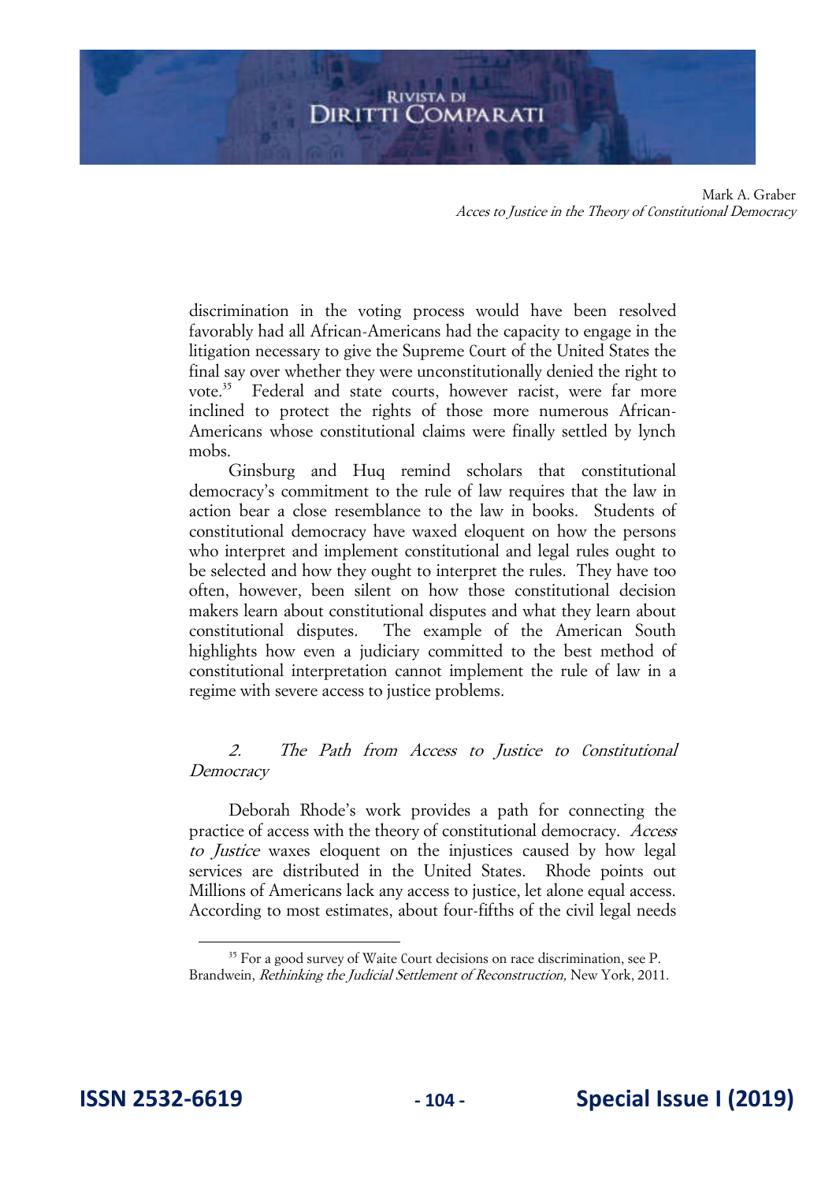discrimination in the voting process would have been resolved favorably had all African-Americans had the capacity to engage in the litigation necessary to give the Supreme Court of the United States the final say over whether they were unconstitutionally denied the right to vote.[35] Federal and state courts, however racist, were far more inclined to protect the rights of those more numerous African-Americans whose constitutional claims were finally settled by lynch mobs.

Ginsburg and Huq remind scholars that constitutional democracy's commitment to the rule of law requires that the law in action bear a close resemblance to the law in books. Students of constitutional democracy have waxed eloquent on how the persons who interpret and implement constitutional and legal rules ought to be selected and how they ought to interpret the rules. They have too often, however, been silent on how those constitutional decision makers learn about constitutional disputes and what they learn about constitutional disputes. The example of the American South highlights how even a judiciary committed to the best method of constitutional interpretation cannot implement the rule of law in a regime with severe access to justice problems.

## *2. The Path from Access to Justice to Constitutional Democracy*

Deborah Rhode's work provides a path for connecting the practice of access with the theory of constitutional democracy. *Access to Justice* waxes eloquent on the injustices caused by how legal services are distributed in the United States. Rhode points out Millions of Americans lack any access to justice, let alone equal access. According to most estimates, about four-fifths of the civil legal needs

---

[35] For a good survey of Waite Court decisions on race discrimination, see P. Brandwein, *Rethinking the Judicial Settlement of Reconstruction,* New York, 2011.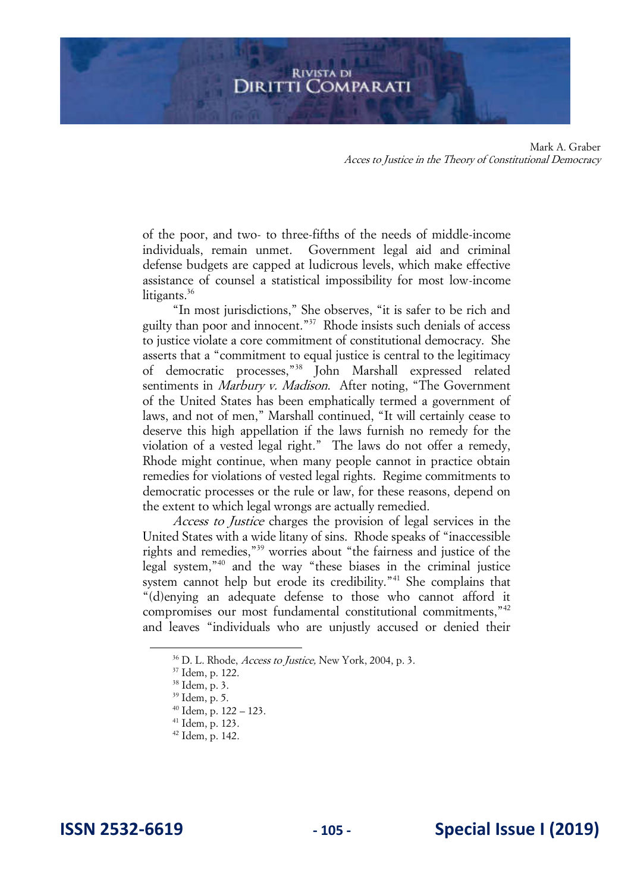of the poor, and two- to three-fifths of the needs of middle-income individuals, remain unmet. Government legal aid and criminal defense budgets are capped at ludicrous levels, which make effective assistance of counsel a statistical impossibility for most low-income litigants.[36]

"In most jurisdictions," She observes, "it is safer to be rich and guilty than poor and innocent."[37] Rhode insists such denials of access to justice violate a core commitment of constitutional democracy. She asserts that a "commitment to equal justice is central to the legitimacy of democratic processes,"[38] John Marshall expressed related sentiments in *Marbury v. Madison*. After noting, "The Government of the United States has been emphatically termed a government of laws, and not of men," Marshall continued, "It will certainly cease to deserve this high appellation if the laws furnish no remedy for the violation of a vested legal right." The laws do not offer a remedy, Rhode might continue, when many people cannot in practice obtain remedies for violations of vested legal rights. Regime commitments to democratic processes or the rule or law, for these reasons, depend on the extent to which legal wrongs are actually remedied.

*Access to Justice* charges the provision of legal services in the United States with a wide litany of sins. Rhode speaks of "inaccessible rights and remedies,"[39] worries about "the fairness and justice of the legal system,"[40] and the way "these biases in the criminal justice system cannot help but erode its credibility."[41] She complains that "(d)enying an adequate defense to those who cannot afford it compromises our most fundamental constitutional commitments,"[42] and leaves "individuals who are unjustly accused or denied their

[36] D. L. Rhode, *Access to Justice,* New York, 2004, p. 3.

[37] Idem, p. 122.

[38] Idem, p. 3.

[39] Idem, p. 5.

[40] Idem, p. 122 – 123.

[41] Idem, p. 123.

[42] Idem, p. 142.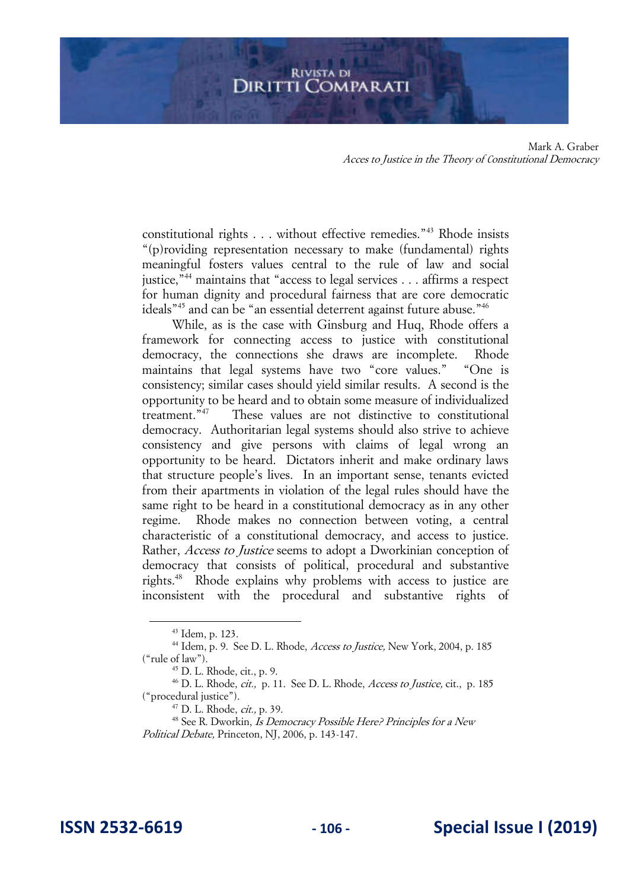constitutional rights . . . without effective remedies."[43] Rhode insists "(p)roviding representation necessary to make (fundamental) rights meaningful fosters values central to the rule of law and social justice,"[44] maintains that "access to legal services . . . affirms a respect for human dignity and procedural fairness that are core democratic ideals"[45] and can be "an essential deterrent against future abuse."[46]

While, as is the case with Ginsburg and Huq, Rhode offers a framework for connecting access to justice with constitutional democracy, the connections she draws are incomplete. Rhode maintains that legal systems have two "core values." "One is consistency; similar cases should yield similar results. A second is the opportunity to be heard and to obtain some measure of individualized treatment."[47] These values are not distinctive to constitutional democracy. Authoritarian legal systems should also strive to achieve consistency and give persons with claims of legal wrong an opportunity to be heard. Dictators inherit and make ordinary laws that structure people's lives. In an important sense, tenants evicted from their apartments in violation of the legal rules should have the same right to be heard in a constitutional democracy as in any other regime. Rhode makes no connection between voting, a central characteristic of a constitutional democracy, and access to justice. Rather, *Access to Justice* seems to adopt a Dworkinian conception of democracy that consists of political, procedural and substantive rights.[48] Rhode explains why problems with access to justice are inconsistent with the procedural and substantive rights of

---

[43] Idem, p. 123.

[44] Idem, p. 9. See D. L. Rhode, *Access to Justice,* New York, 2004, p. 185 ("rule of law").

[45] D. L. Rhode, cit., p. 9.

[46] D. L. Rhode, *cit.,* p. 11. See D. L. Rhode, *Access to Justice,* cit., p. 185 ("procedural justice").

[47] D. L. Rhode, *cit.,* p. 39.

[48] See R. Dworkin, *Is Democracy Possible Here? Principles for a New Political Debate,* Princeton, NJ, 2006, p. 143-147.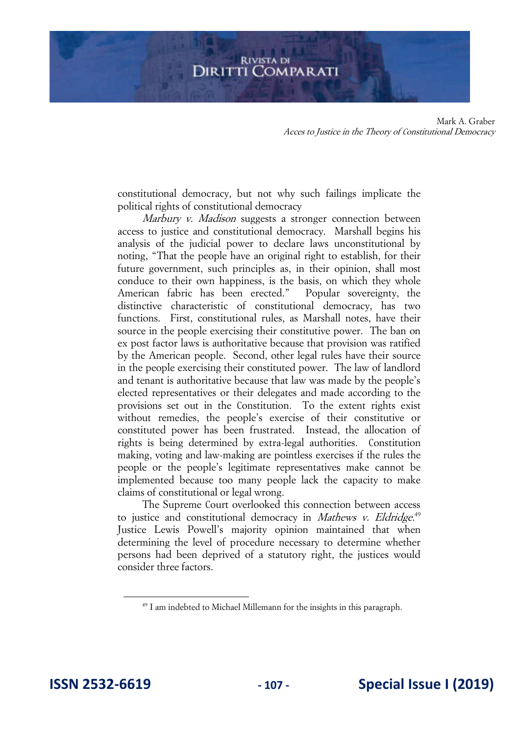constitutional democracy, but not why such failings implicate the political rights of constitutional democracy

*Marbury v. Madison* suggests a stronger connection between access to justice and constitutional democracy. Marshall begins his analysis of the judicial power to declare laws unconstitutional by noting, "That the people have an original right to establish, for their future government, such principles as, in their opinion, shall most conduce to their own happiness, is the basis, on which they whole American fabric has been erected." Popular sovereignty, the distinctive characteristic of constitutional democracy, has two functions. First, constitutional rules, as Marshall notes, have their source in the people exercising their constitutive power. The ban on ex post factor laws is authoritative because that provision was ratified by the American people. Second, other legal rules have their source in the people exercising their constituted power. The law of landlord and tenant is authoritative because that law was made by the people's elected representatives or their delegates and made according to the provisions set out in the Constitution. To the extent rights exist without remedies, the people's exercise of their constitutive or constituted power has been frustrated. Instead, the allocation of rights is being determined by extra-legal authorities. Constitution making, voting and law-making are pointless exercises if the rules the people or the people's legitimate representatives make cannot be implemented because too many people lack the capacity to make claims of constitutional or legal wrong.

The Supreme Court overlooked this connection between access to justice and constitutional democracy in *Mathews v. Eldridge*.[49] Justice Lewis Powell's majority opinion maintained that when determining the level of procedure necessary to determine whether persons had been deprived of a statutory right, the justices would consider three factors.

[49] I am indebted to Michael Millemann for the insights in this paragraph.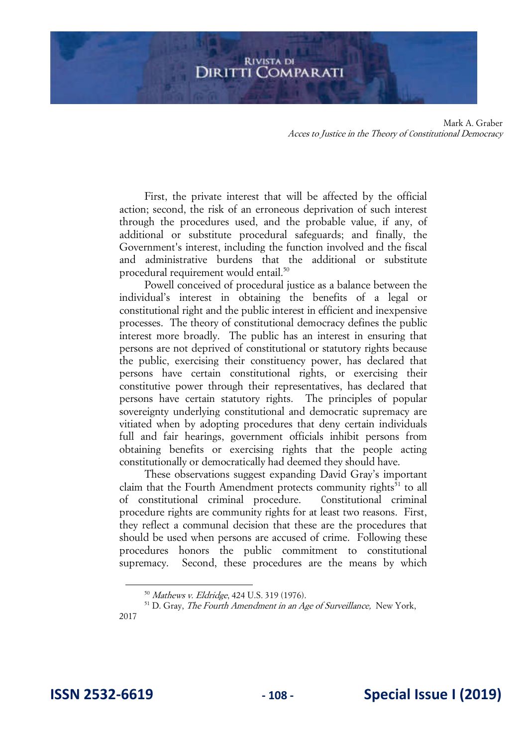First, the private interest that will be affected by the official action; second, the risk of an erroneous deprivation of such interest through the procedures used, and the probable value, if any, of additional or substitute procedural safeguards; and finally, the Government's interest, including the function involved and the fiscal and administrative burdens that the additional or substitute procedural requirement would entail.[50]

Powell conceived of procedural justice as a balance between the individual's interest in obtaining the benefits of a legal or constitutional right and the public interest in efficient and inexpensive processes. The theory of constitutional democracy defines the public interest more broadly. The public has an interest in ensuring that persons are not deprived of constitutional or statutory rights because the public, exercising their constituency power, has declared that persons have certain constitutional rights, or exercising their constitutive power through their representatives, has declared that persons have certain statutory rights. The principles of popular sovereignty underlying constitutional and democratic supremacy are vitiated when by adopting procedures that deny certain individuals full and fair hearings, government officials inhibit persons from obtaining benefits or exercising rights that the people acting constitutionally or democratically had deemed they should have.

These observations suggest expanding David Gray's important claim that the Fourth Amendment protects community rights[51] to all of constitutional criminal procedure. Constitutional criminal procedure rights are community rights for at least two reasons. First, they reflect a communal decision that these are the procedures that should be used when persons are accused of crime. Following these procedures honors the public commitment to constitutional supremacy. Second, these procedures are the means by which

---

[50] *Mathews v. Eldridge*, 424 U.S. 319 (1976).

[51] D. Gray, *The Fourth Amendment in an Age of Surveillance,* New York, 2017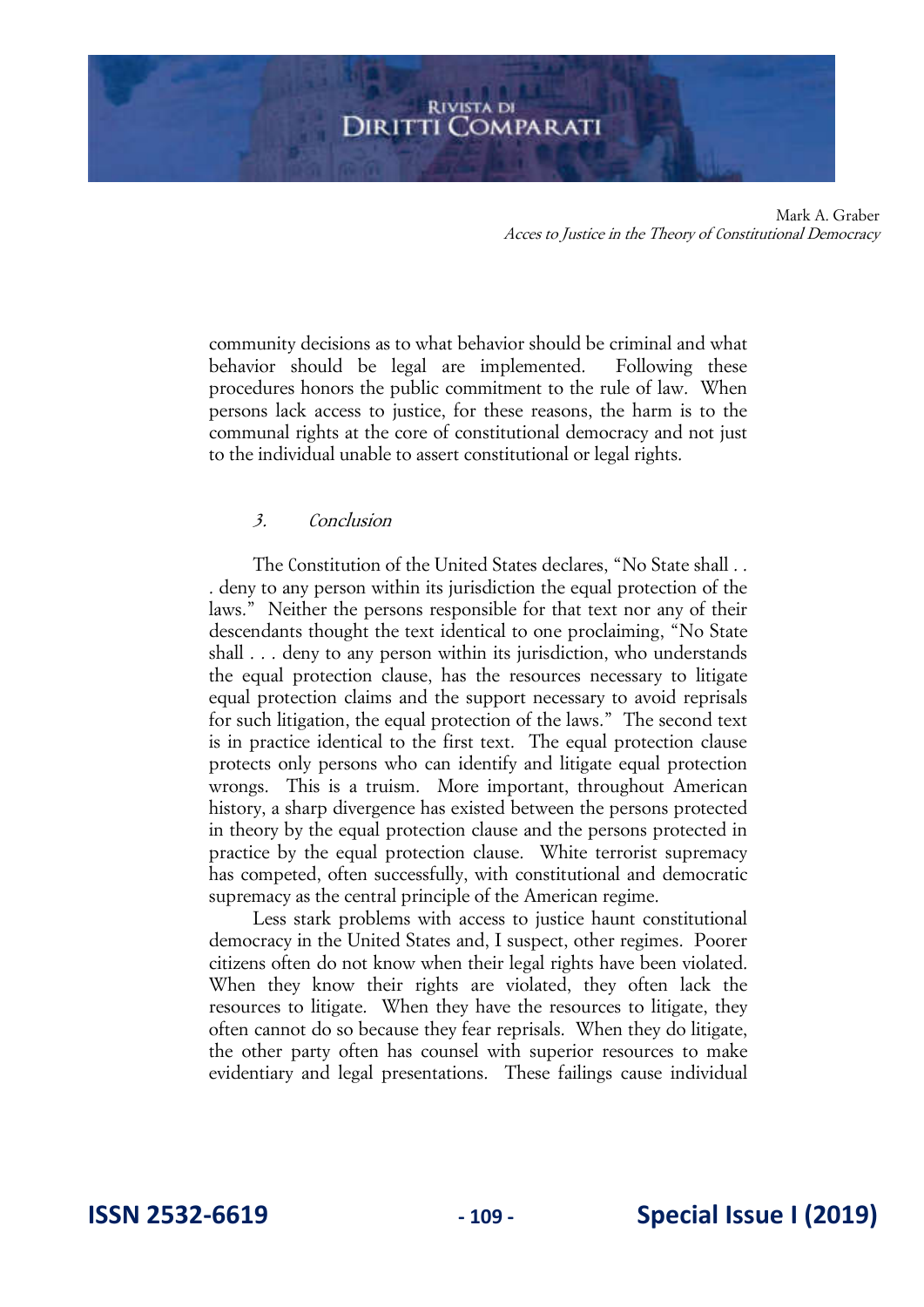community decisions as to what behavior should be criminal and what behavior should be legal are implemented. Following these procedures honors the public commitment to the rule of law. When persons lack access to justice, for these reasons, the harm is to the communal rights at the core of constitutional democracy and not just to the individual unable to assert constitutional or legal rights.

### *3. Conclusion*

The Constitution of the United States declares, "No State shall . . . deny to any person within its jurisdiction the equal protection of the laws." Neither the persons responsible for that text nor any of their descendants thought the text identical to one proclaiming, "No State shall . . . deny to any person within its jurisdiction, who understands the equal protection clause, has the resources necessary to litigate equal protection claims and the support necessary to avoid reprisals for such litigation, the equal protection of the laws." The second text is in practice identical to the first text. The equal protection clause protects only persons who can identify and litigate equal protection wrongs. This is a truism. More important, throughout American history, a sharp divergence has existed between the persons protected in theory by the equal protection clause and the persons protected in practice by the equal protection clause. White terrorist supremacy has competed, often successfully, with constitutional and democratic supremacy as the central principle of the American regime.

Less stark problems with access to justice haunt constitutional democracy in the United States and, I suspect, other regimes. Poorer citizens often do not know when their legal rights have been violated. When they know their rights are violated, they often lack the resources to litigate. When they have the resources to litigate, they often cannot do so because they fear reprisals. When they do litigate, the other party often has counsel with superior resources to make evidentiary and legal presentations. These failings cause individual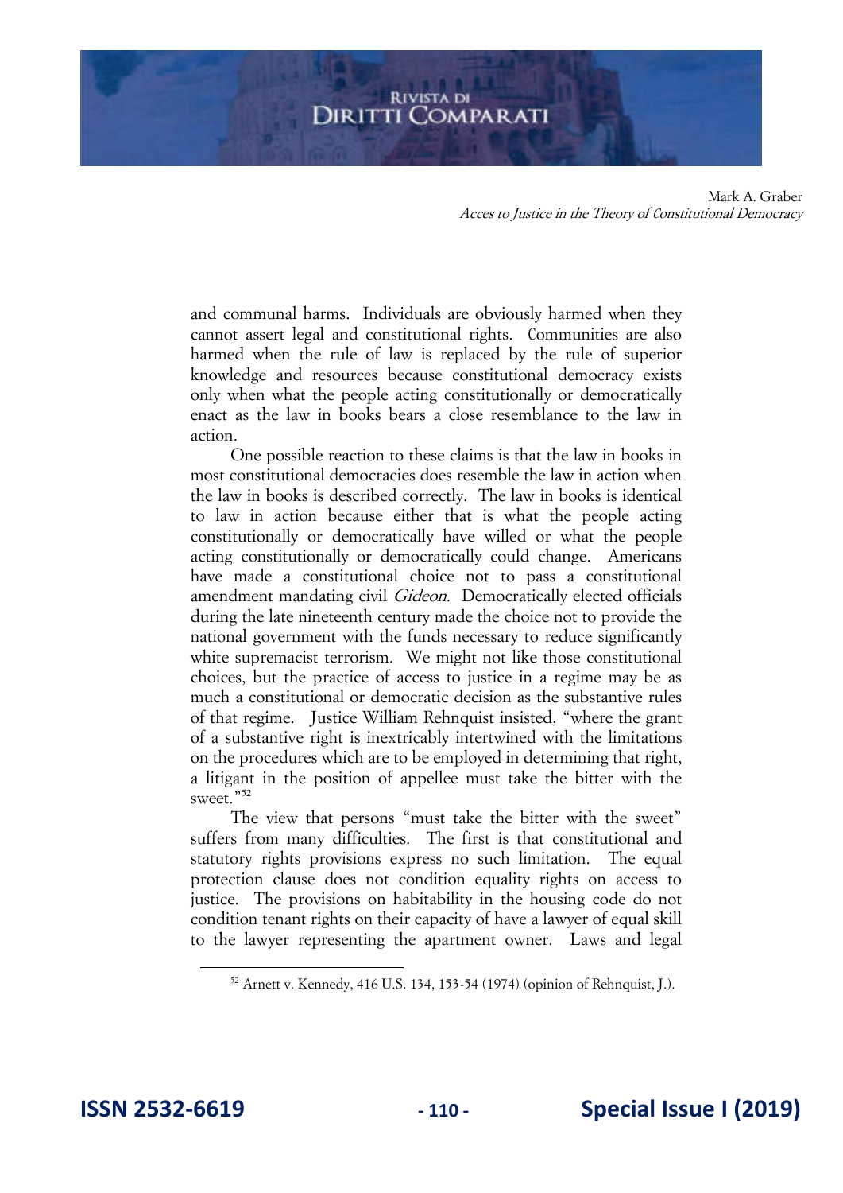and communal harms. Individuals are obviously harmed when they cannot assert legal and constitutional rights. Communities are also harmed when the rule of law is replaced by the rule of superior knowledge and resources because constitutional democracy exists only when what the people acting constitutionally or democratically enact as the law in books bears a close resemblance to the law in action.

One possible reaction to these claims is that the law in books in most constitutional democracies does resemble the law in action when the law in books is described correctly. The law in books is identical to law in action because either that is what the people acting constitutionally or democratically have willed or what the people acting constitutionally or democratically could change. Americans have made a constitutional choice not to pass a constitutional amendment mandating civil *Gideon*. Democratically elected officials during the late nineteenth century made the choice not to provide the national government with the funds necessary to reduce significantly white supremacist terrorism. We might not like those constitutional choices, but the practice of access to justice in a regime may be as much a constitutional or democratic decision as the substantive rules of that regime. Justice William Rehnquist insisted, "where the grant of a substantive right is inextricably intertwined with the limitations on the procedures which are to be employed in determining that right, a litigant in the position of appellee must take the bitter with the sweet."[52]

The view that persons "must take the bitter with the sweet" suffers from many difficulties. The first is that constitutional and statutory rights provisions express no such limitation. The equal protection clause does not condition equality rights on access to justice. The provisions on habitability in the housing code do not condition tenant rights on their capacity of have a lawyer of equal skill to the lawyer representing the apartment owner. Laws and legal

---

[52] Arnett v. Kennedy, 416 U.S. 134, 153-54 (1974) (opinion of Rehnquist, J.).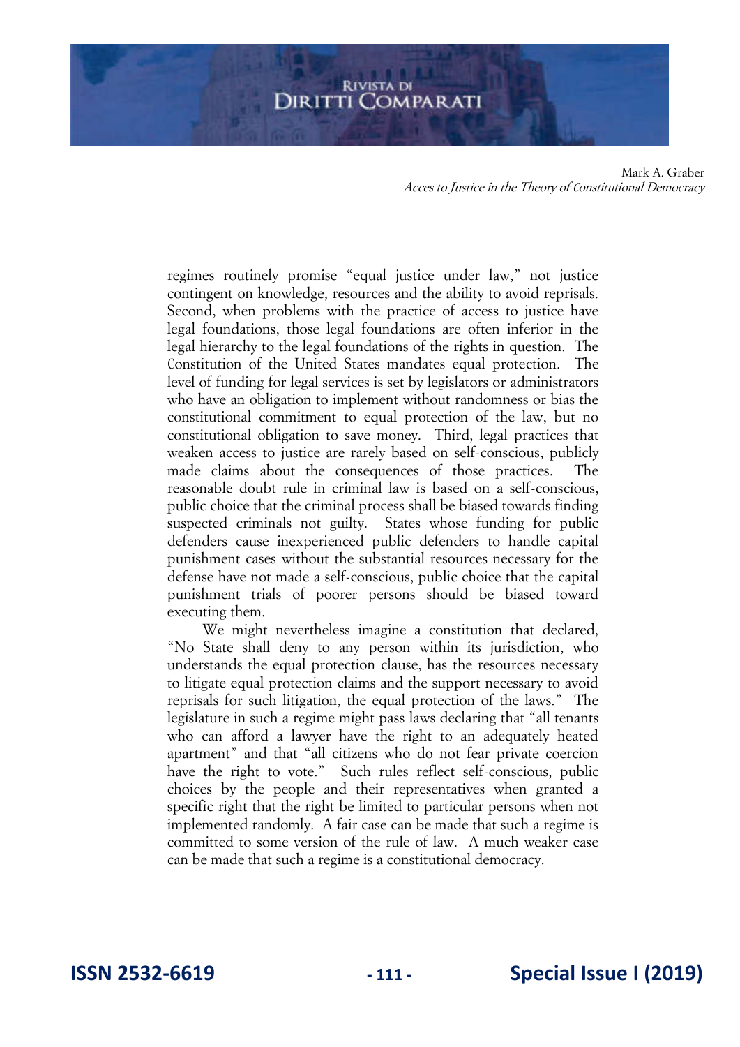regimes routinely promise "equal justice under law," not justice contingent on knowledge, resources and the ability to avoid reprisals. Second, when problems with the practice of access to justice have legal foundations, those legal foundations are often inferior in the legal hierarchy to the legal foundations of the rights in question. The Constitution of the United States mandates equal protection. The level of funding for legal services is set by legislators or administrators who have an obligation to implement without randomness or bias the constitutional commitment to equal protection of the law, but no constitutional obligation to save money. Third, legal practices that weaken access to justice are rarely based on self-conscious, publicly made claims about the consequences of those practices. The reasonable doubt rule in criminal law is based on a self-conscious, public choice that the criminal process shall be biased towards finding suspected criminals not guilty. States whose funding for public defenders cause inexperienced public defenders to handle capital punishment cases without the substantial resources necessary for the defense have not made a self-conscious, public choice that the capital punishment trials of poorer persons should be biased toward executing them.

We might nevertheless imagine a constitution that declared, "No State shall deny to any person within its jurisdiction, who understands the equal protection clause, has the resources necessary to litigate equal protection claims and the support necessary to avoid reprisals for such litigation, the equal protection of the laws." The legislature in such a regime might pass laws declaring that "all tenants who can afford a lawyer have the right to an adequately heated apartment" and that "all citizens who do not fear private coercion have the right to vote." Such rules reflect self-conscious, public choices by the people and their representatives when granted a specific right that the right be limited to particular persons when not implemented randomly. A fair case can be made that such a regime is committed to some version of the rule of law. A much weaker case can be made that such a regime is a constitutional democracy.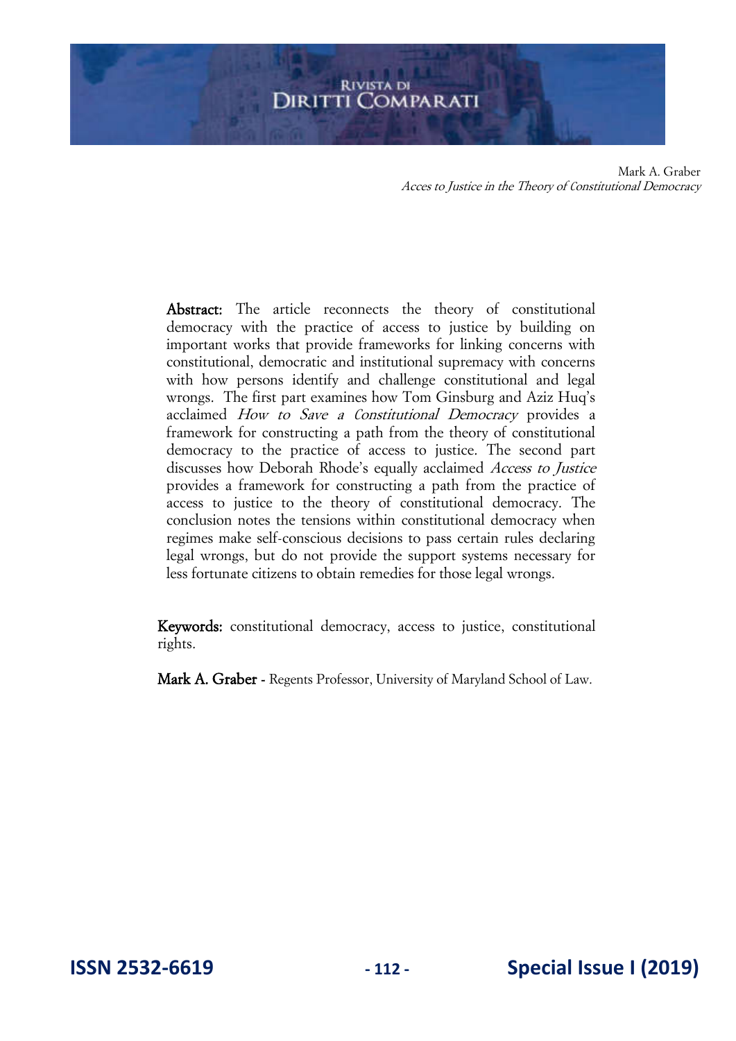**Abstract:** The article reconnects the theory of constitutional democracy with the practice of access to justice by building on important works that provide frameworks for linking concerns with constitutional, democratic and institutional supremacy with concerns with how persons identify and challenge constitutional and legal wrongs. The first part examines how Tom Ginsburg and Aziz Huq's acclaimed *How to Save a Constitutional Democracy* provides a framework for constructing a path from the theory of constitutional democracy to the practice of access to justice. The second part discusses how Deborah Rhode's equally acclaimed *Access to Justice* provides a framework for constructing a path from the practice of access to justice to the theory of constitutional democracy. The conclusion notes the tensions within constitutional democracy when regimes make self-conscious decisions to pass certain rules declaring legal wrongs, but do not provide the support systems necessary for less fortunate citizens to obtain remedies for those legal wrongs.

**Keywords:** constitutional democracy, access to justice, constitutional rights.

**Mark A. Graber** - Regents Professor, University of Maryland School of Law.